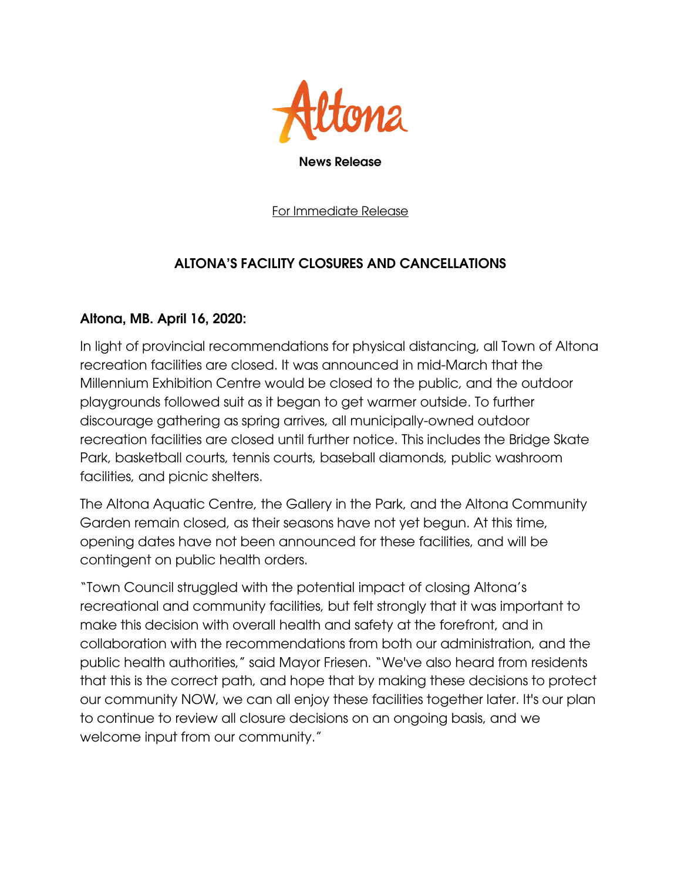Altona

**News Release**

For Immediate Release

## ALTONA'S FACILITY CLOSURES AND CANCELLATIONS

**Altona, MB. April 16, 2020:**

In light of provincial recommendations for physical distancing, all Town of Altona recreation facilities are closed. It was announced in mid-March that the Millennium Exhibition Centre would be closed to the public, and the outdoor playgrounds followed suit as it began to get warmer outside. To further discourage gathering as spring arrives, all municipally-owned outdoor recreation facilities are closed until further notice. This includes the Bridge Skate Park, basketball courts, tennis courts, baseball diamonds, public washroom facilities, and picnic shelters.

The Altona Aquatic Centre, the Gallery in the Park, and the Altona Community Garden remain closed, as their seasons have not yet begun. At this time, opening dates have not been announced for these facilities, and will be contingent on public health orders.

"Town Council struggled with the potential impact of closing Altona's recreational and community facilities, but felt strongly that it was important to make this decision with overall health and safety at the forefront, and in collaboration with the recommendations from both our administration, and the public health authorities," said Mayor Friesen. "We've also heard from residents that this is the correct path, and hope that by making these decisions to protect our community NOW, we can all enjoy these facilities together later. It's our plan to continue to review all closure decisions on an ongoing basis, and we welcome input from our community."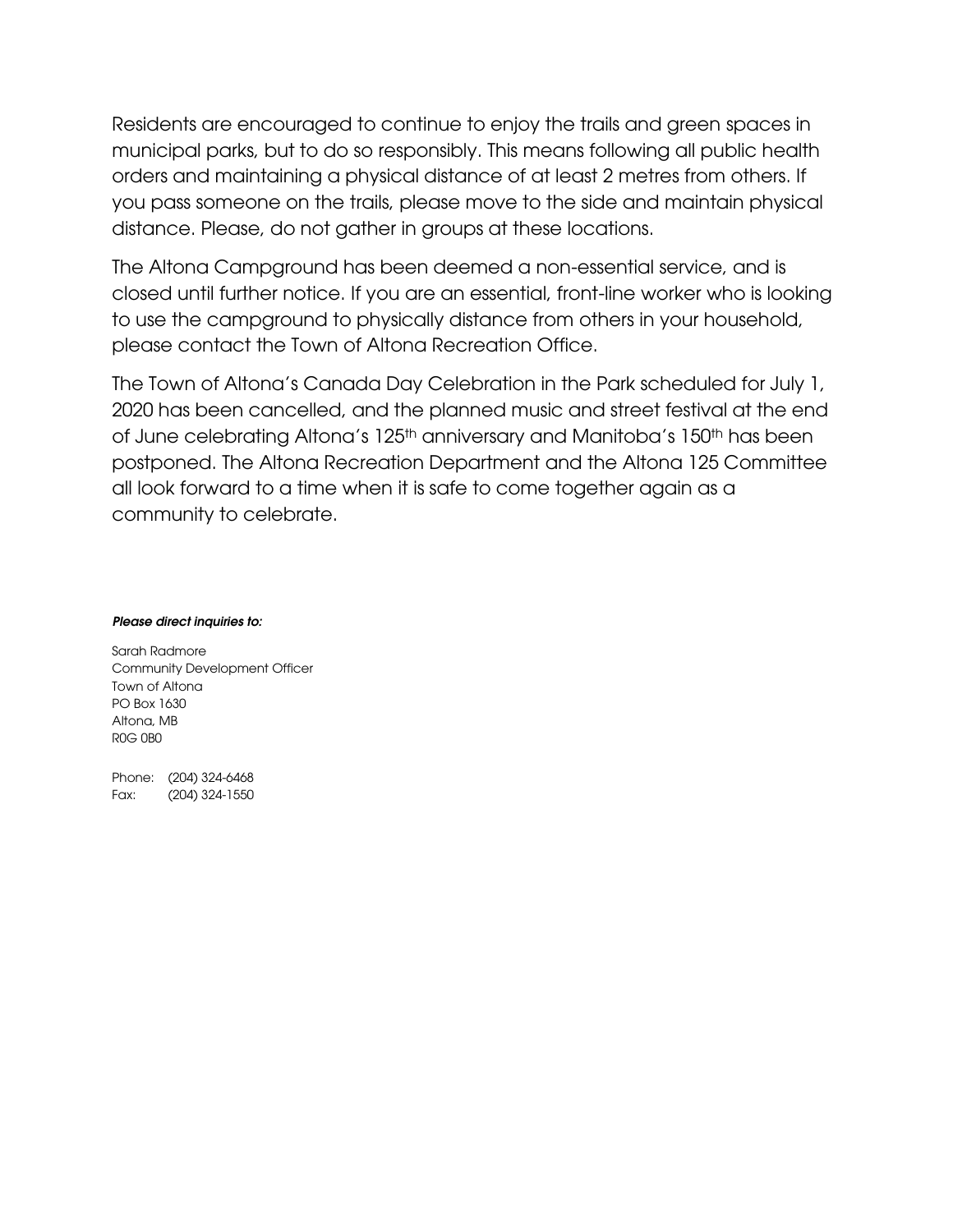Residents are encouraged to continue to enjoy the trails and green spaces in municipal parks, but to do so responsibly. This means following all public health orders and maintaining a physical distance of at least 2 metres from others. If you pass someone on the trails, please move to the side and maintain physical distance. Please, do not gather in groups at these locations.

The Altona Campground has been deemed a non-essential service, and is closed until further notice. If you are an essential, front-line worker who is looking to use the campground to physically distance from others in your household, please contact the Town of Altona Recreation Office.

The Town of Altona's Canada Day Celebration in the Park scheduled for July 1, 2020 has been cancelled, and the planned music and street festival at the end of June celebrating Altona's 125th anniversary and Manitoba's 150th has been postponed. The Altona Recreation Department and the Altona 125 Committee all look forward to a time when it is safe to come together again as a community to celebrate.

***Please direct inquiries to:***

Sarah Radmore  
Community Development Officer  
Town of Altona  
PO Box 1630  
Altona, MB  
R0G 0B0

Phone: (204) 324-6468  
Fax: (204) 324-1550